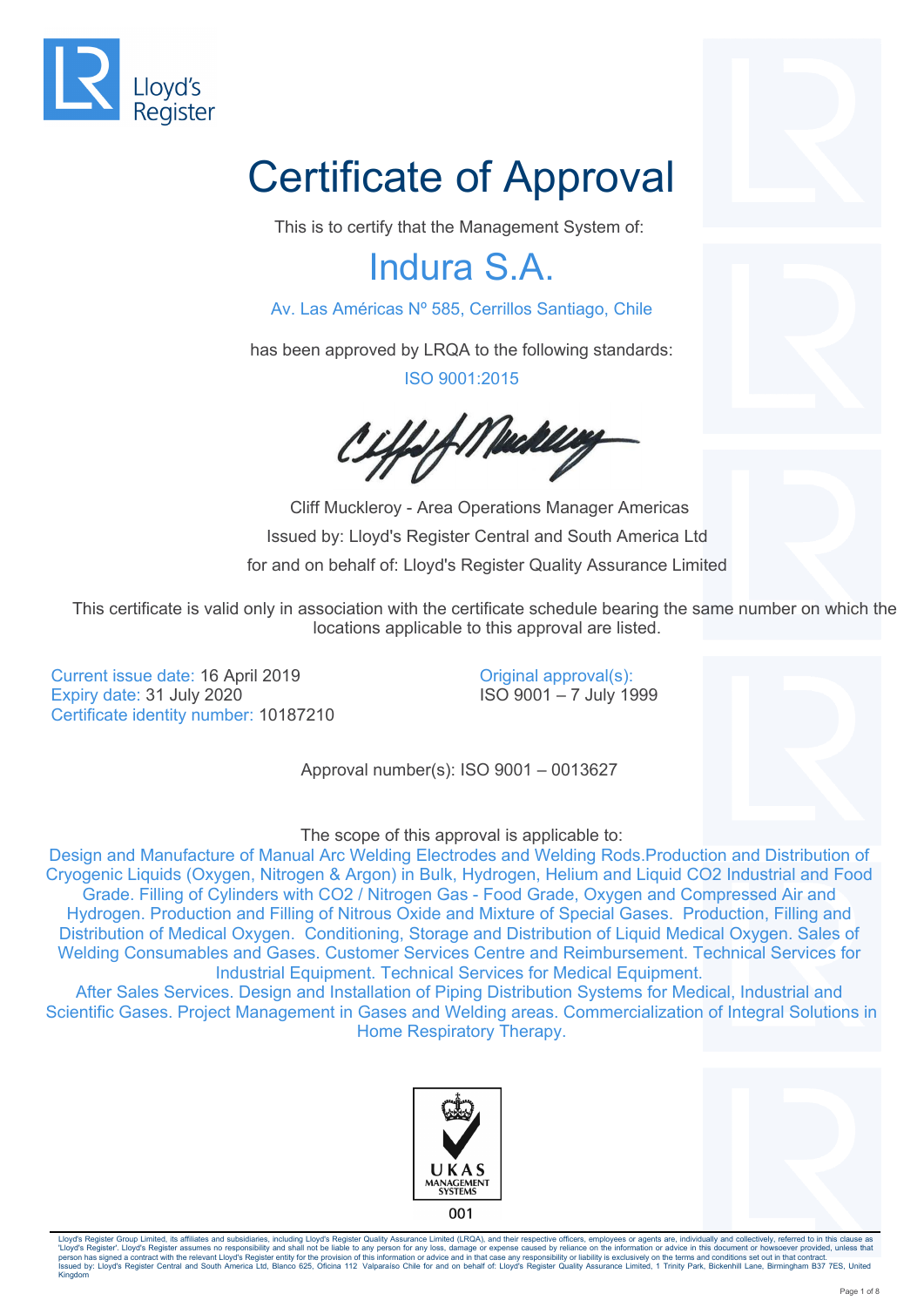Lloyd's Register

# Certificate of Approval

This is to certify that the Management System of:

## Indura S.A.

Av. Las Américas Nº 585, Cerrillos Santiago, Chile

has been approved by LRQA to the following standards:

ISO 9001:2015

Cliff Muckleroy - Area Operations Manager Americas

Issued by: Lloyd's Register Central and South America Ltd

for and on behalf of: Lloyd's Register Quality Assurance Limited

This certificate is valid only in association with the certificate schedule bearing the same number on which the locations applicable to this approval are listed.

Current issue date: 16 April 2019
Expiry date: 31 July 2020
Certificate identity number: 10187210

Original approval(s):
ISO 9001 – 7 July 1999

Approval number(s): ISO 9001 – 0013627

The scope of this approval is applicable to:

Design and Manufacture of Manual Arc Welding Electrodes and Welding Rods.Production and Distribution of Cryogenic Liquids (Oxygen, Nitrogen & Argon) in Bulk, Hydrogen, Helium and Liquid CO2 Industrial and Food Grade. Filling of Cylinders with CO2 / Nitrogen Gas - Food Grade, Oxygen and Compressed Air and Hydrogen. Production and Filling of Nitrous Oxide and Mixture of Special Gases. Production, Filling and Distribution of Medical Oxygen. Conditioning, Storage and Distribution of Liquid Medical Oxygen. Sales of Welding Consumables and Gases. Customer Services Centre and Reimbursement. Technical Services for Industrial Equipment. Technical Services for Medical Equipment.
After Sales Services. Design and Installation of Piping Distribution Systems for Medical, Industrial and Scientific Gases. Project Management in Gases and Welding areas. Commercialization of Integral Solutions in Home Respiratory Therapy.

UKAS MANAGEMENT SYSTEMS
001

Lloyd's Register Group Limited, its affiliates and subsidiaries, including Lloyd's Register Quality Assurance Limited (LRQA), and their respective officers, employees or agents are, individually and collectively, referred to in this clause as 'Lloyd's Register'. Lloyd's Register assumes no responsibility and shall not be liable to any person for any loss, damage or expense caused by reliance on the information or advice in this document or howsoever provided, unless that person has signed a contract with the relevant Lloyd's Register entity for the provision of this information or advice and in that case any responsibility or liability is exclusively on the terms and conditions set out in that contract.
Issued by: Lloyd's Register Central and South America Ltd, Blanco 625, Oficina 112 Valparaíso Chile for and on behalf of: Lloyd's Register Quality Assurance Limited, 1 Trinity Park, Bickenhill Lane, Birmingham B37 7ES, United Kingdom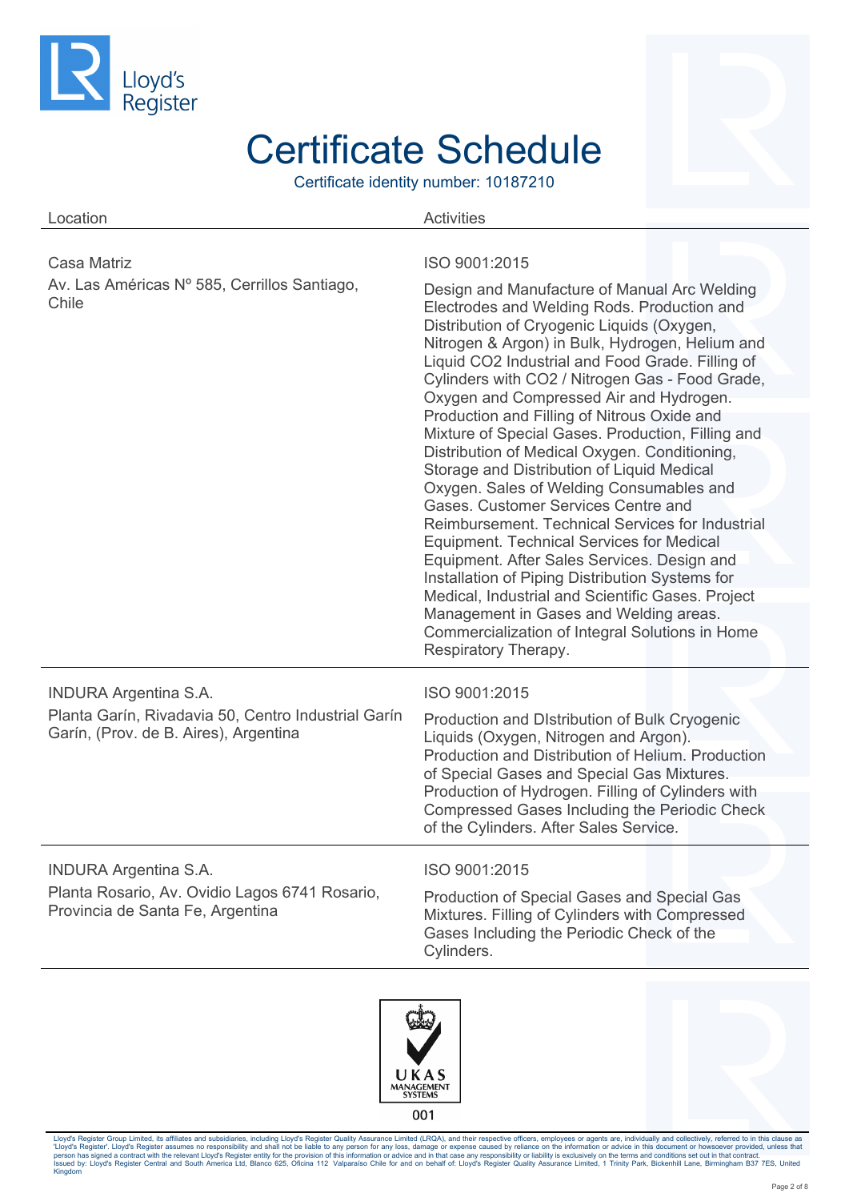# Certificate Schedule

Certificate identity number: 10187210

| Location | Activities |
| --- | --- |
| Casa Matriz<br>Av. Las Américas Nº 585, Cerrillos Santiago, Chile | ISO 9001:2015<br>Design and Manufacture of Manual Arc Welding Electrodes and Welding Rods. Production and Distribution of Cryogenic Liquids (Oxygen, Nitrogen & Argon) in Bulk, Hydrogen, Helium and Liquid CO2 Industrial and Food Grade. Filling of Cylinders with CO2 / Nitrogen Gas - Food Grade, Oxygen and Compressed Air and Hydrogen. Production and Filling of Nitrous Oxide and Mixture of Special Gases. Production, Filling and Distribution of Medical Oxygen. Conditioning, Storage and Distribution of Liquid Medical Oxygen. Sales of Welding Consumables and Gases. Customer Services Centre and Reimbursement. Technical Services for Industrial Equipment. Technical Services for Medical Equipment. After Sales Services. Design and Installation of Piping Distribution Systems for Medical, Industrial and Scientific Gases. Project Management in Gases and Welding areas. Commercialization of Integral Solutions in Home Respiratory Therapy. |
| INDURA Argentina S.A.<br>Planta Garín, Rivadavia 50, Centro Industrial Garín Garín, (Prov. de B. Aires), Argentina | ISO 9001:2015<br>Production and DIstribution of Bulk Cryogenic Liquids (Oxygen, Nitrogen and Argon). Production and Distribution of Helium. Production of Special Gases and Special Gas Mixtures. Production of Hydrogen. Filling of Cylinders with Compressed Gases Including the Periodic Check of the Cylinders. After Sales Service. |
| INDURA Argentina S.A.<br>Planta Rosario, Av. Ovidio Lagos 6741 Rosario, Provincia de Santa Fe, Argentina | ISO 9001:2015<br>Production of Special Gases and Special Gas Mixtures. Filling of Cylinders with Compressed Gases Including the Periodic Check of the Cylinders. |

UKAS MANAGEMENT SYSTEMS 001

Lloyd's Register Group Limited, its affiliates and subsidiaries, including Lloyd's Register Quality Assurance Limited (LRQA), and their respective officers, employees or agents are, individually and collectively, referred to in this clause as 'Lloyd's Register'. Lloyd's Register assumes no responsibility and shall not be liable to any person for any loss, damage or expense caused by reliance on the information or advice in this document or howsoever provided, unless that person has signed a contract with the relevant Lloyd's Register entity for the provision of this information or advice and in that case any responsibility or liability is exclusively on the terms and conditions set out in that contract.
Issued by: Lloyd's Register Central and South America Ltd, Blanco 625, Oficina 112 Valparaíso Chile for and on behalf of: Lloyd's Register Quality Assurance Limited, 1 Trinity Park, Bickenhill Lane, Birmingham B37 7ES, United Kingdom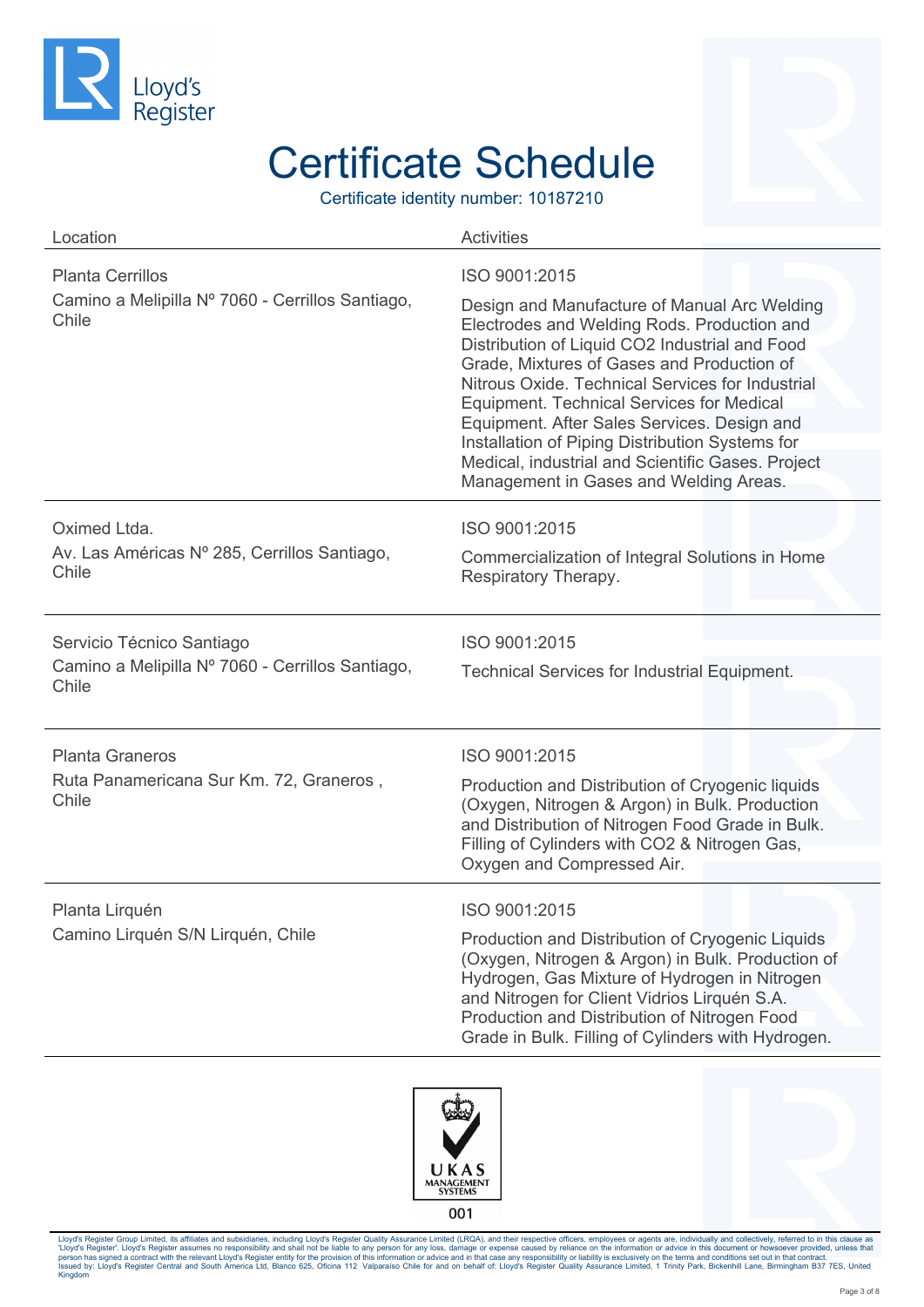Lloyd's Register

# Certificate Schedule

Certificate identity number: 10187210

| Location | Activities |
|---|---|
| Planta Cerrillos<br>Camino a Melipilla Nº 7060 - Cerrillos Santiago, Chile | ISO 9001:2015<br>Design and Manufacture of Manual Arc Welding Electrodes and Welding Rods. Production and Distribution of Liquid CO2 Industrial and Food Grade, Mixtures of Gases and Production of Nitrous Oxide. Technical Services for Industrial Equipment. Technical Services for Medical Equipment. After Sales Services. Design and Installation of Piping Distribution Systems for Medical, industrial and Scientific Gases. Project Management in Gases and Welding Areas. |
| Oximed Ltda.<br>Av. Las Américas Nº 285, Cerrillos Santiago, Chile | ISO 9001:2015<br>Commercialization of Integral Solutions in Home Respiratory Therapy. |
| Servicio Técnico Santiago<br>Camino a Melipilla Nº 7060 - Cerrillos Santiago, Chile | ISO 9001:2015<br>Technical Services for Industrial Equipment. |
| Planta Graneros<br>Ruta Panamericana Sur Km. 72, Graneros , Chile | ISO 9001:2015<br>Production and Distribution of Cryogenic liquids (Oxygen, Nitrogen & Argon) in Bulk. Production and Distribution of Nitrogen Food Grade in Bulk. Filling of Cylinders with CO2 & Nitrogen Gas, Oxygen and Compressed Air. |
| Planta Lirquén<br>Camino Lirquén S/N Lirquén, Chile | ISO 9001:2015<br>Production and Distribution of Cryogenic Liquids (Oxygen, Nitrogen & Argon) in Bulk. Production of Hydrogen, Gas Mixture of Hydrogen in Nitrogen and Nitrogen for Client Vidrios Lirquén S.A. Production and Distribution of Nitrogen Food Grade in Bulk. Filling of Cylinders with Hydrogen. |

UKAS MANAGEMENT SYSTEMS 001

Lloyd's Register Group Limited, its affiliates and subsidiaries, including Lloyd's Register Quality Assurance Limited (LRQA), and their respective officers, employees or agents are, individually and collectively, referred to in this clause as 'Lloyd's Register'. Lloyd's Register assumes no responsibility and shall not be liable to any person for any loss, damage or expense caused by reliance on the information or advice in this document or howsoever provided, unless that person has signed a contract with the relevant Lloyd's Register entity for the provision of this information or advice and in that case any responsibility or liability is exclusively on the terms and conditions set out in that contract.
Issued by: Lloyd's Register Central and South America Ltd, Blanco 625, Oficina 112 Valparaíso Chile for and on behalf of: Lloyd's Register Quality Assurance Limited, 1 Trinity Park, Bickenhill Lane, Birmingham B37 7ES, United Kingdom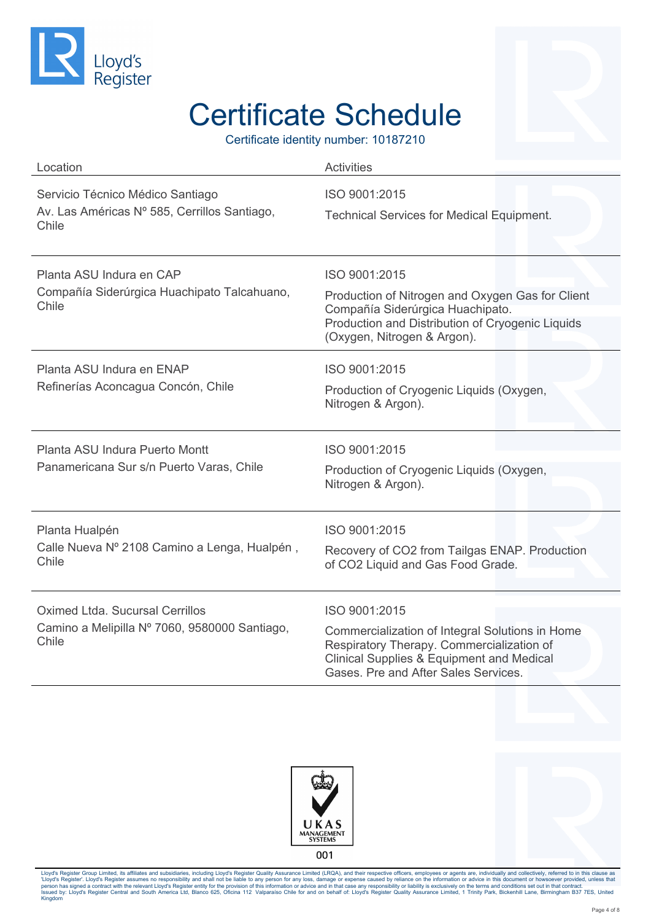# Certificate Schedule

Certificate identity number: 10187210

| Location | Activities |
|---|---|
| Servicio Técnico Médico Santiago<br>Av. Las Américas Nº 585, Cerrillos Santiago, Chile | ISO 9001:2015<br>Technical Services for Medical Equipment. |
| Planta ASU Indura en CAP<br>Compañía Siderúrgica Huachipato Talcahuano, Chile | ISO 9001:2015<br>Production of Nitrogen and Oxygen Gas for Client Compañía Siderúrgica Huachipato.<br>Production and Distribution of Cryogenic Liquids (Oxygen, Nitrogen & Argon). |
| Planta ASU Indura en ENAP<br>Refinerías Aconcagua Concón, Chile | ISO 9001:2015<br>Production of Cryogenic Liquids (Oxygen, Nitrogen & Argon). |
| Planta ASU Indura Puerto Montt<br>Panamericana Sur s/n Puerto Varas, Chile | ISO 9001:2015<br>Production of Cryogenic Liquids (Oxygen, Nitrogen & Argon). |
| Planta Hualpén<br>Calle Nueva Nº 2108 Camino a Lenga, Hualpén , Chile | ISO 9001:2015<br>Recovery of CO2 from Tailgas ENAP. Production of CO2 Liquid and Gas Food Grade. |
| Oximed Ltda. Sucursal Cerrillos<br>Camino a Melipilla Nº 7060, 9580000 Santiago, Chile | ISO 9001:2015<br>Commercialization of Integral Solutions in Home Respiratory Therapy. Commercialization of Clinical Supplies & Equipment and Medical Gases. Pre and After Sales Services. |

UKAS MANAGEMENT SYSTEMS 001

Lloyd's Register Group Limited, its affiliates and subsidiaries, including Lloyd's Register Quality Assurance Limited (LRQA), and their respective officers, employees or agents are, individually and collectively, referred to in this clause as 'Lloyd's Register'. Lloyd's Register assumes no responsibility and shall not be liable to any person for any loss, damage or expense caused by reliance on the information or advice in this document or howsoever provided, unless that person has signed a contract with the relevant Lloyd's Register entity for the provision of this information or advice and in that case any responsibility or liability is exclusively on the terms and conditions set out in that contract.
Issued by: Lloyd's Register Central and South America Ltd, Blanco 625, Oficina 112 Valparaíso Chile for and on behalf of: Lloyd's Register Quality Assurance Limited, 1 Trinity Park, Bickenhill Lane, Birmingham B37 7ES, United Kingdom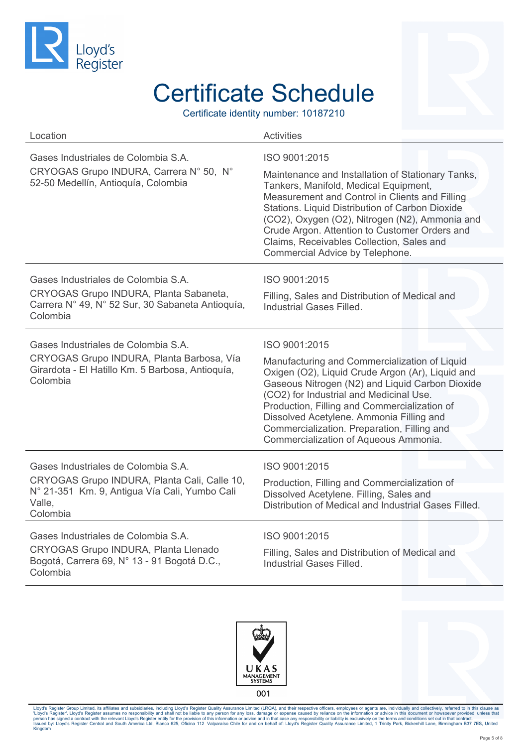# Certificate Schedule

Certificate identity number: 10187210

| Location | Activities |
|---|---|
| Gases Industriales de Colombia S.A.<br>CRYOGAS Grupo INDURA, Carrera N° 50, N° 52-50 Medellín, Antioquía, Colombia | ISO 9001:2015<br>Maintenance and Installation of Stationary Tanks, Tankers, Manifold, Medical Equipment, Measurement and Control in Clients and Filling Stations. Liquid Distribution of Carbon Dioxide ($CO_2$), Oxygen ($O_2$), Nitrogen ($N_2$), Ammonia and Crude Argon. Attention to Customer Orders and Claims, Receivables Collection, Sales and Commercial Advice by Telephone. |
| Gases Industriales de Colombia S.A.<br>CRYOGAS Grupo INDURA, Planta Sabaneta, Carrera N° 49, N° 52 Sur, 30 Sabaneta Antioquía, Colombia | ISO 9001:2015<br>Filling, Sales and Distribution of Medical and Industrial Gases Filled. |
| Gases Industriales de Colombia S.A.<br>CRYOGAS Grupo INDURA, Planta Barbosa, Vía Girardota - El Hatillo Km. 5 Barbosa, Antioquía, Colombia | ISO 9001:2015<br>Manufacturing and Commercialization of Liquid Oxygen ($O_2$), Liquid Crude Argon (Ar), Liquid and Gaseous Nitrogen ($N_2$) and Liquid Carbon Dioxide ($CO_2$) for Industrial and Medicinal Use. Production, Filling and Commercialization of Dissolved Acetylene. Ammonia Filling and Commercialization. Preparation, Filling and Commercialization of Aqueous Ammonia. |
| Gases Industriales de Colombia S.A.<br>CRYOGAS Grupo INDURA, Planta Cali, Calle 10, N° 21-351 Km. 9, Antigua Vía Cali, Yumbo Cali Valle, Colombia | ISO 9001:2015<br>Production, Filling and Commercialization of Dissolved Acetylene. Filling, Sales and Distribution of Medical and Industrial Gases Filled. |
| Gases Industriales de Colombia S.A.<br>CRYOGAS Grupo INDURA, Planta Llenado Bogotá, Carrera 69, N° 13 - 91 Bogotá D.C., Colombia | ISO 9001:2015<br>Filling, Sales and Distribution of Medical and Industrial Gases Filled. |

UKAS MANAGEMENT SYSTEMS
001

Lloyd's Register Group Limited, its affiliates and subsidiaries, including Lloyd's Register Quality Assurance Limited (LRQA), and their respective officers, employees or agents are, individually and collectively, referred to in this clause as 'Lloyd's Register'. Lloyd's Register assumes no responsibility and shall not be liable to any person for any loss, damage or expense caused by reliance on the information or advice in this document or howsoever provided, unless that person has signed a contract with the relevant Lloyd's Register entity for the provision of this information or advice and in that case any responsibility or liability is exclusively on the terms and conditions set out in that contract.
Issued by: Lloyd's Register Central and South America Ltd, Blanco 625, Oficina 112 Valparaíso Chile for and on behalf of: Lloyd's Register Quality Assurance Limited, 1 Trinity Park, Bickenhill Lane, Birmingham B37 7ES, United Kingdom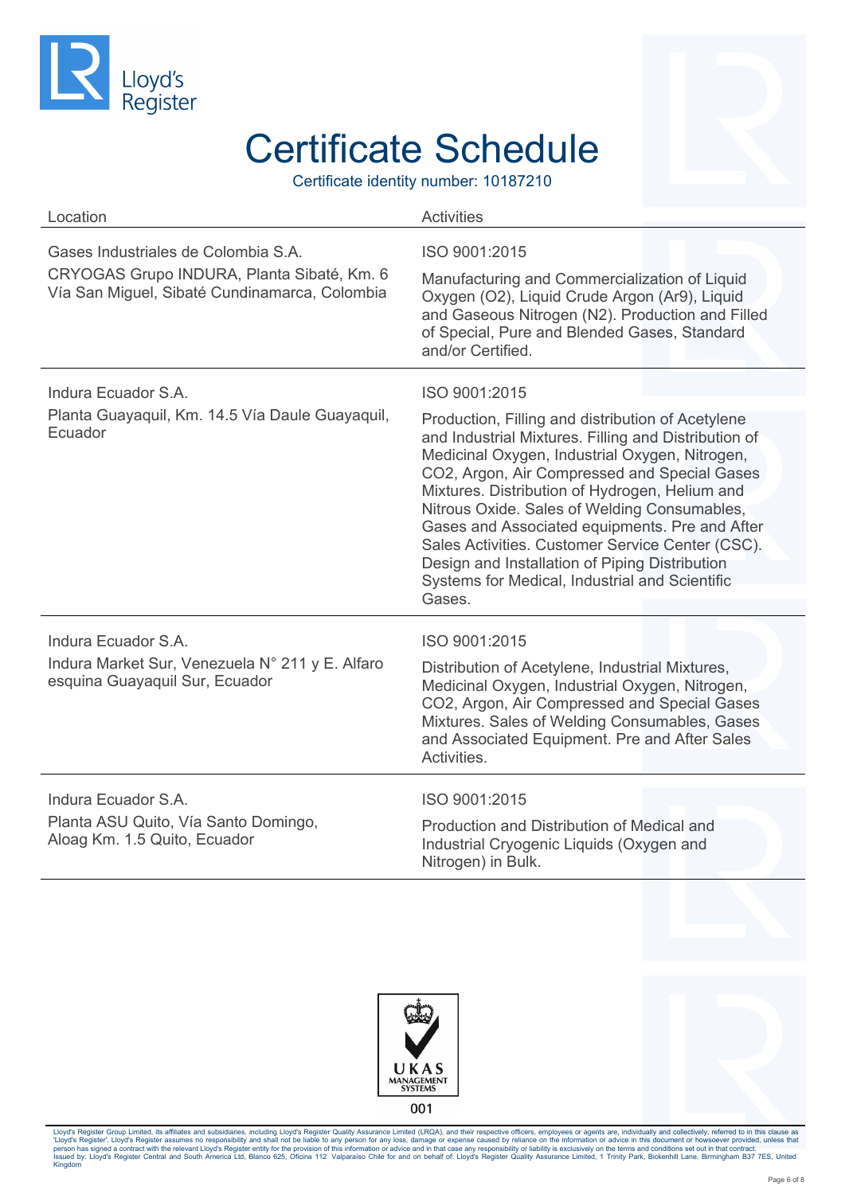# Certificate Schedule

Certificate identity number: 10187210

| Location | Activities |
|---|---|
| Gases Industriales de Colombia S.A.<br>CRYOGAS Grupo INDURA, Planta Sibaté, Km. 6 Vía San Miguel, Sibaté Cundinamarca, Colombia | ISO 9001:2015<br>Manufacturing and Commercialization of Liquid Oxygen (O2), Liquid Crude Argon (Ar9), Liquid and Gaseous Nitrogen (N2). Production and Filled of Special, Pure and Blended Gases, Standard and/or Certified. |
| Indura Ecuador S.A.<br>Planta Guayaquil, Km. 14.5 Vía Daule Guayaquil, Ecuador | ISO 9001:2015<br>Production, Filling and distribution of Acetylene and Industrial Mixtures. Filling and Distribution of Medicinal Oxygen, Industrial Oxygen, Nitrogen, CO2, Argon, Air Compressed and Special Gases Mixtures. Distribution of Hydrogen, Helium and Nitrous Oxide. Sales of Welding Consumables, Gases and Associated equipments. Pre and After Sales Activities. Customer Service Center (CSC). Design and Installation of Piping Distribution Systems for Medical, Industrial and Scientific Gases. |
| Indura Ecuador S.A.<br>Indura Market Sur, Venezuela N° 211 y E. Alfaro esquina Guayaquil Sur, Ecuador | ISO 9001:2015<br>Distribution of Acetylene, Industrial Mixtures, Medicinal Oxygen, Industrial Oxygen, Nitrogen, CO2, Argon, Air Compressed and Special Gases Mixtures. Sales of Welding Consumables, Gases and Associated Equipment. Pre and After Sales Activities. |
| Indura Ecuador S.A.<br>Planta ASU Quito, Vía Santo Domingo, Aloag Km. 1.5 Quito, Ecuador | ISO 9001:2015<br>Production and Distribution of Medical and Industrial Cryogenic Liquids (Oxygen and Nitrogen) in Bulk. |

UKAS MANAGEMENT SYSTEMS
001

Lloyd's Register Group Limited, its affiliates and subsidiaries, including Lloyd's Register Quality Assurance Limited (LRQA), and their respective officers, employees or agents are, individually and collectively, referred to in this clause as 'Lloyd's Register'. Lloyd's Register assumes no responsibility and shall not be liable to any person for any loss, damage or expense caused by reliance on the information or advice in this document or howsoever provided, unless that person has signed a contract with the relevant Lloyd's Register entity for the provision of this information or advice and in that case any responsibility or liability is exclusively on the terms and conditions set out in that contract.
Issued by: Lloyd's Register Central and South America Ltd, Blanco 625, Oficina 112 Valparaíso Chile for and on behalf of: Lloyd's Register Quality Assurance Limited, 1 Trinity Park, Bickenhill Lane, Birmingham B37 7ES, United Kingdom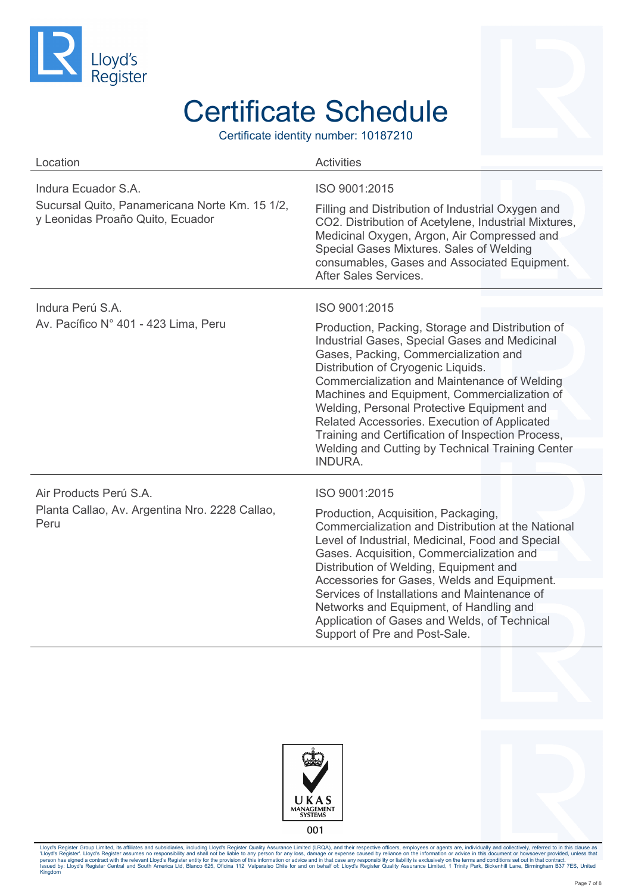# Certificate Schedule

Certificate identity number: 10187210

| Location | Activities |
|---|---|
| Indura Ecuador S.A.<br>Sucursal Quito, Panamericana Norte Km. 15 1/2, y Leonidas Proaño Quito, Ecuador | ISO 9001:2015<br>Filling and Distribution of Industrial Oxygen and CO2. Distribution of Acetylene, Industrial Mixtures, Medicinal Oxygen, Argon, Air Compressed and Special Gases Mixtures. Sales of Welding consumables, Gases and Associated Equipment. After Sales Services. |
| Indura Perú S.A.<br>Av. Pacífico N° 401 - 423 Lima, Peru | ISO 9001:2015<br>Production, Packing, Storage and Distribution of Industrial Gases, Special Gases and Medicinal Gases, Packing, Commercialization and Distribution of Cryogenic Liquids. Commercialization and Maintenance of Welding Machines and Equipment, Commercialization of Welding, Personal Protective Equipment and Related Accessories. Execution of Applicated Training and Certification of Inspection Process, Welding and Cutting by Technical Training Center INDURA. |
| Air Products Perú S.A.<br>Planta Callao, Av. Argentina Nro. 2228 Callao, Peru | ISO 9001:2015<br>Production, Acquisition, Packaging, Commercialization and Distribution at the National Level of Industrial, Medicinal, Food and Special Gases. Acquisition, Commercialization and Distribution of Welding, Equipment and Accessories for Gases, Welds and Equipment. Services of Installations and Maintenance of Networks and Equipment, of Handling and Application of Gases and Welds, of Technical Support of Pre and Post-Sale. |

UKAS MANAGEMENT SYSTEMS

001

Lloyd's Register Group Limited, its affiliates and subsidiaries, including Lloyd's Register Quality Assurance Limited (LRQA), and their respective officers, employees or agents are, individually and collectively, referred to in this clause as 'Lloyd's Register'. Lloyd's Register assumes no responsibility and shall not be liable to any person for any loss, damage or expense caused by reliance on the information or advice in this document or howsoever provided, unless that person has signed a contract with the relevant Lloyd's Register entity for the provision of this information or advice and in that case any responsibility or liability is exclusively on the terms and conditions set out in that contract.
Issued by: Lloyd's Register Central and South America Ltd, Blanco 625, Oficina 112 Valparaíso Chile for and on behalf of: Lloyd's Register Quality Assurance Limited, 1 Trinity Park, Bickenhill Lane, Birmingham B37 7ES, United Kingdom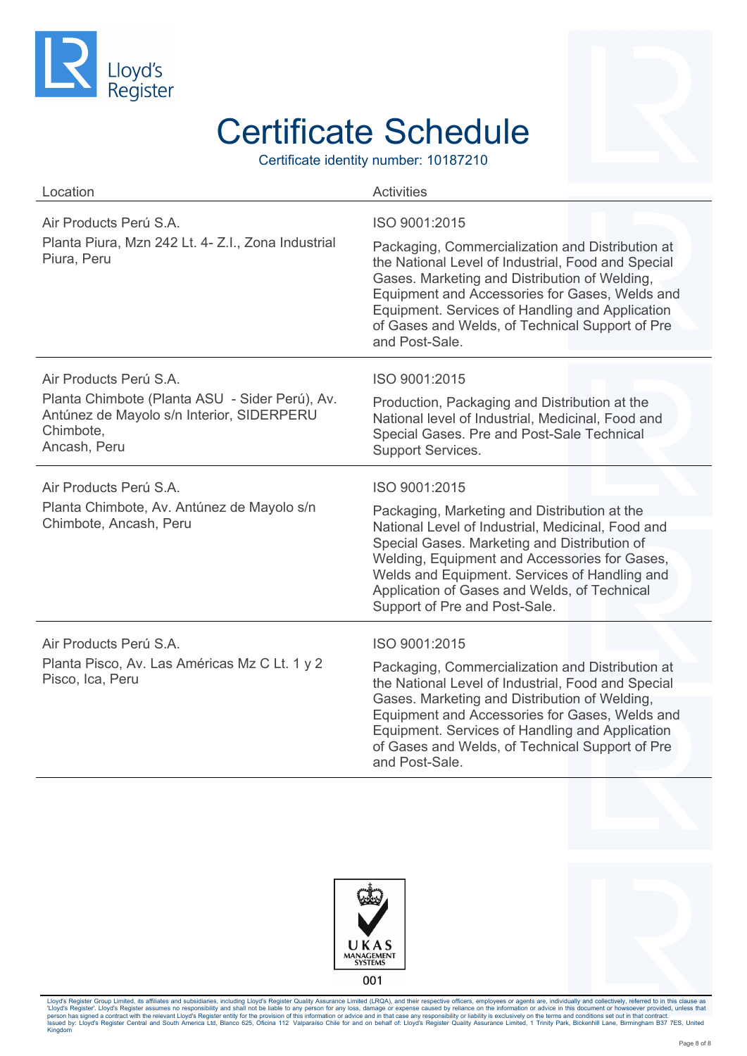# Certificate Schedule

Certificate identity number: 10187210

| Location | Activities |
|---|---|
| Air Products Perú S.A.<br>Planta Piura, Mzn 242 Lt. 4- Z.I., Zona Industrial Piura, Peru | ISO 9001:2015<br>Packaging, Commercialization and Distribution at the National Level of Industrial, Food and Special Gases. Marketing and Distribution of Welding, Equipment and Accessories for Gases, Welds and Equipment. Services of Handling and Application of Gases and Welds, of Technical Support of Pre and Post-Sale. |
| Air Products Perú S.A.<br>Planta Chimbote (Planta ASU - Sider Perú), Av. Antúnez de Mayolo s/n Interior, SIDERPERU Chimbote, Ancash, Peru | ISO 9001:2015<br>Production, Packaging and Distribution at the National level of Industrial, Medicinal, Food and Special Gases. Pre and Post-Sale Technical Support Services. |
| Air Products Perú S.A.<br>Planta Chimbote, Av. Antúnez de Mayolo s/n Chimbote, Ancash, Peru | ISO 9001:2015<br>Packaging, Marketing and Distribution at the National Level of Industrial, Medicinal, Food and Special Gases. Marketing and Distribution of Welding, Equipment and Accessories for Gases, Welds and Equipment. Services of Handling and Application of Gases and Welds, of Technical Support of Pre and Post-Sale. |
| Air Products Perú S.A.<br>Planta Pisco, Av. Las Américas Mz C Lt. 1 y 2 Pisco, Ica, Peru | ISO 9001:2015<br>Packaging, Commercialization and Distribution at the National Level of Industrial, Food and Special Gases. Marketing and Distribution of Welding, Equipment and Accessories for Gases, Welds and Equipment. Services of Handling and Application of Gases and Welds, of Technical Support of Pre and Post-Sale. |

UKAS MANAGEMENT SYSTEMS
001

Lloyd's Register Group Limited, its affiliates and subsidiaries, including Lloyd's Register Quality Assurance Limited (LRQA), and their respective officers, employees or agents are, individually and collectively, referred to in this clause as 'Lloyd's Register'. Lloyd's Register assumes no responsibility and shall not be liable to any person for any loss, damage or expense caused by reliance on the information or advice in this document or howsoever provided, unless that person has signed a contract with the relevant Lloyd's Register entity for the provision of this information or advice and in that case any responsibility or liability is exclusively on the terms and conditions set out in that contract.
Issued by: Lloyd's Register Central and South America Ltd, Blanco 625, Oficina 112 Valparaíso Chile for and on behalf of: Lloyd's Register Quality Assurance Limited, 1 Trinity Park, Bickenhill Lane, Birmingham B37 7ES, United Kingdom